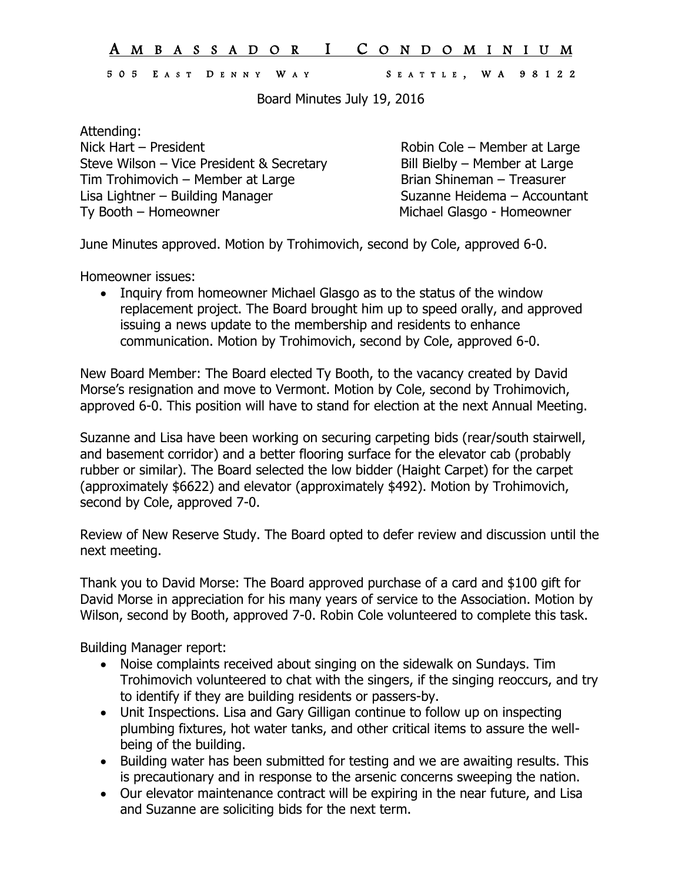# AMBASSADOR I CONDOMINIUM

505 EAST DENNY WAY SEATTLE, WA 98122

Board Minutes July 19, 2016

Attending:

Nick Hart – President
Steve Wilson – Vice President & Secretary
Tim Trohimovich – Member at Large
Lisa Lightner – Building Manager
Ty Booth – Homeowner
Robin Cole – Member at Large
Bill Bielby – Member at Large
Brian Shineman – Treasurer
Suzanne Heidema – Accountant
Michael Glasgo - Homeowner

June Minutes approved. Motion by Trohimovich, second by Cole, approved 6-0.

Homeowner issues:

- Inquiry from homeowner Michael Glasgo as to the status of the window replacement project. The Board brought him up to speed orally, and approved issuing a news update to the membership and residents to enhance communication. Motion by Trohimovich, second by Cole, approved 6-0.

New Board Member: The Board elected Ty Booth, to the vacancy created by David Morse's resignation and move to Vermont. Motion by Cole, second by Trohimovich, approved 6-0. This position will have to stand for election at the next Annual Meeting.

Suzanne and Lisa have been working on securing carpeting bids (rear/south stairwell, and basement corridor) and a better flooring surface for the elevator cab (probably rubber or similar). The Board selected the low bidder (Haight Carpet) for the carpet (approximately $6622) and elevator (approximately $492). Motion by Trohimovich, second by Cole, approved 7-0.

Review of New Reserve Study. The Board opted to defer review and discussion until the next meeting.

Thank you to David Morse: The Board approved purchase of a card and $100 gift for David Morse in appreciation for his many years of service to the Association. Motion by Wilson, second by Booth, approved 7-0. Robin Cole volunteered to complete this task.

Building Manager report:

- Noise complaints received about singing on the sidewalk on Sundays. Tim Trohimovich volunteered to chat with the singers, if the singing reoccurs, and try to identify if they are building residents or passers-by.
- Unit Inspections. Lisa and Gary Gilligan continue to follow up on inspecting plumbing fixtures, hot water tanks, and other critical items to assure the well-being of the building.
- Building water has been submitted for testing and we are awaiting results. This is precautionary and in response to the arsenic concerns sweeping the nation.
- Our elevator maintenance contract will be expiring in the near future, and Lisa and Suzanne are soliciting bids for the next term.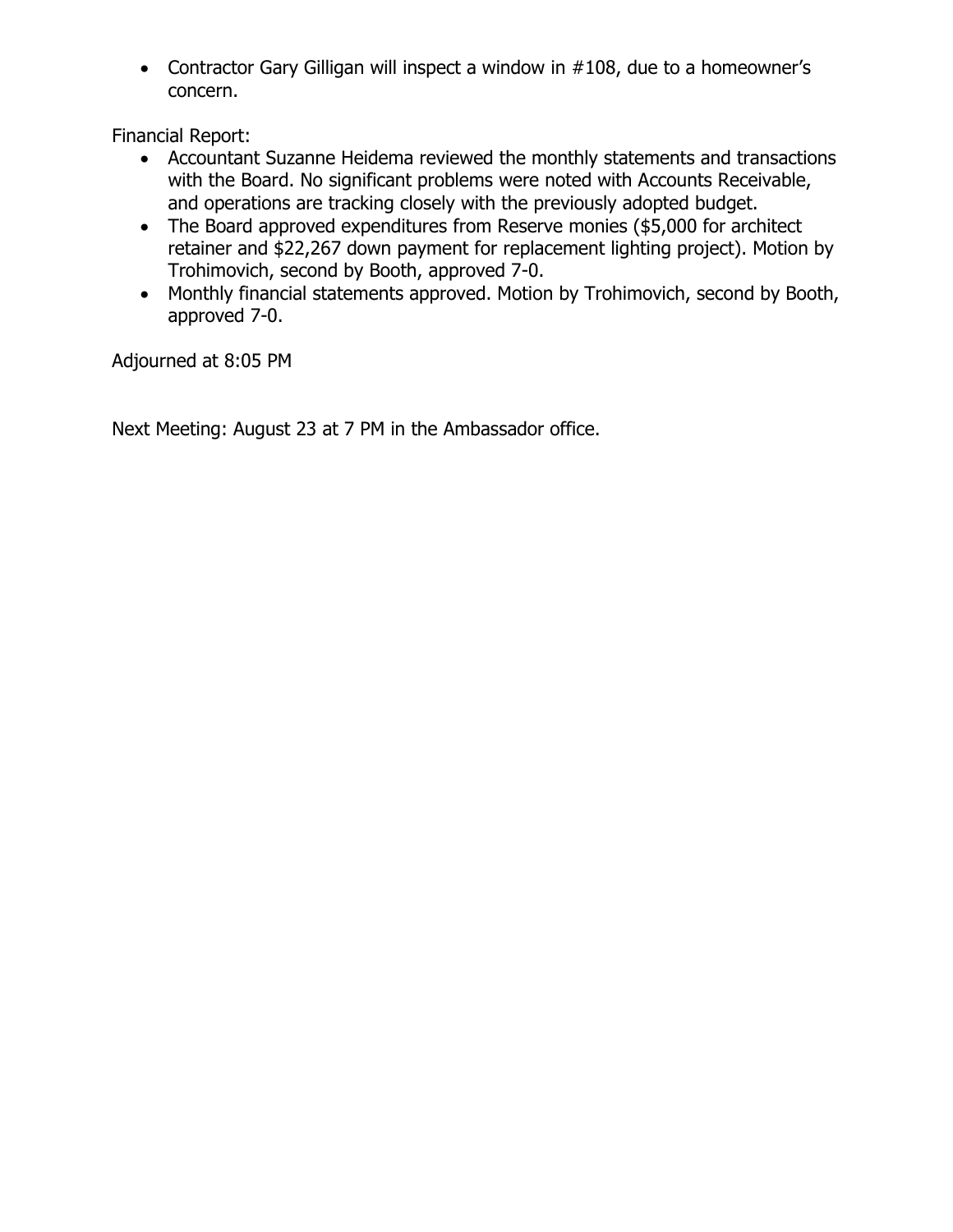- Contractor Gary Gilligan will inspect a window in #108, due to a homeowner's concern.

Financial Report:

- Accountant Suzanne Heidema reviewed the monthly statements and transactions with the Board. No significant problems were noted with Accounts Receivable, and operations are tracking closely with the previously adopted budget.
- The Board approved expenditures from Reserve monies ($5,000 for architect retainer and $22,267 down payment for replacement lighting project). Motion by Trohimovich, second by Booth, approved 7-0.
- Monthly financial statements approved. Motion by Trohimovich, second by Booth, approved 7-0.

Adjourned at 8:05 PM

Next Meeting: August 23 at 7 PM in the Ambassador office.